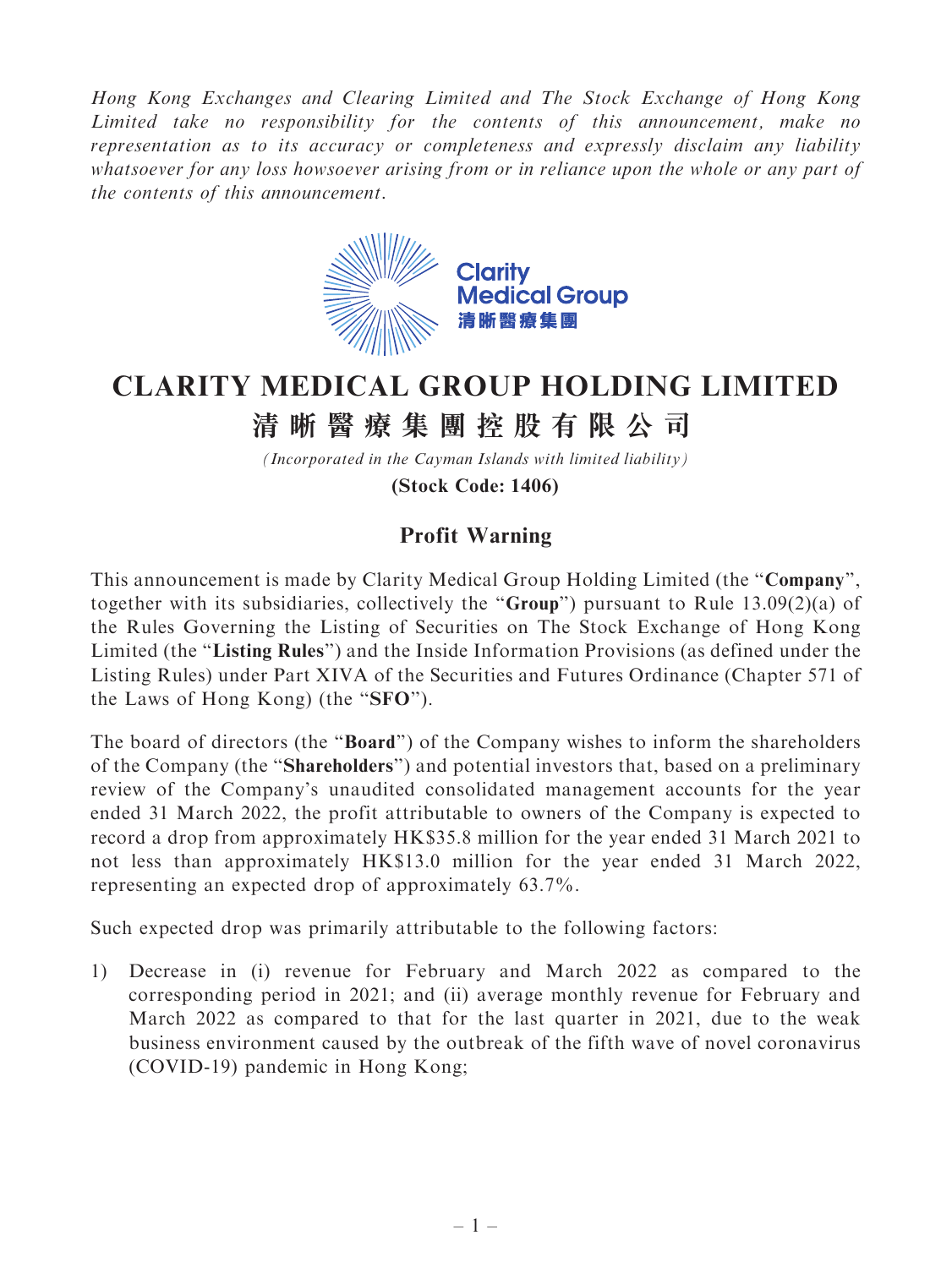*Hong Kong Exchanges and Clearing Limited and The Stock Exchange of Hong Kong Limited take no responsibility for the contents of this announcement, make no representation as to its accuracy or completeness and expressly disclaim any liability whatsoever for any loss howsoever arising from or in reliance upon the whole or any part of the contents of this announcement.*

# CLARITY MEDICAL GROUP HOLDING LIMITED
# 清晰醫療集團控股有限公司

*(Incorporated in the Cayman Islands with limited liability)*

**(Stock Code: 1406)**

## Profit Warning

This announcement is made by Clarity Medical Group Holding Limited (the "**Company**", together with its subsidiaries, collectively the "**Group**") pursuant to Rule 13.09(2)(a) of the Rules Governing the Listing of Securities on The Stock Exchange of Hong Kong Limited (the "**Listing Rules**") and the Inside Information Provisions (as defined under the Listing Rules) under Part XIVA of the Securities and Futures Ordinance (Chapter 571 of the Laws of Hong Kong) (the "**SFO**").

The board of directors (the "**Board**") of the Company wishes to inform the shareholders of the Company (the "**Shareholders**") and potential investors that, based on a preliminary review of the Company's unaudited consolidated management accounts for the year ended 31 March 2022, the profit attributable to owners of the Company is expected to record a drop from approximately HK$35.8 million for the year ended 31 March 2021 to not less than approximately HK$13.0 million for the year ended 31 March 2022, representing an expected drop of approximately 63.7%.

Such expected drop was primarily attributable to the following factors:

1) Decrease in (i) revenue for February and March 2022 as compared to the corresponding period in 2021; and (ii) average monthly revenue for February and March 2022 as compared to that for the last quarter in 2021, due to the weak business environment caused by the outbreak of the fifth wave of novel coronavirus (COVID-19) pandemic in Hong Kong;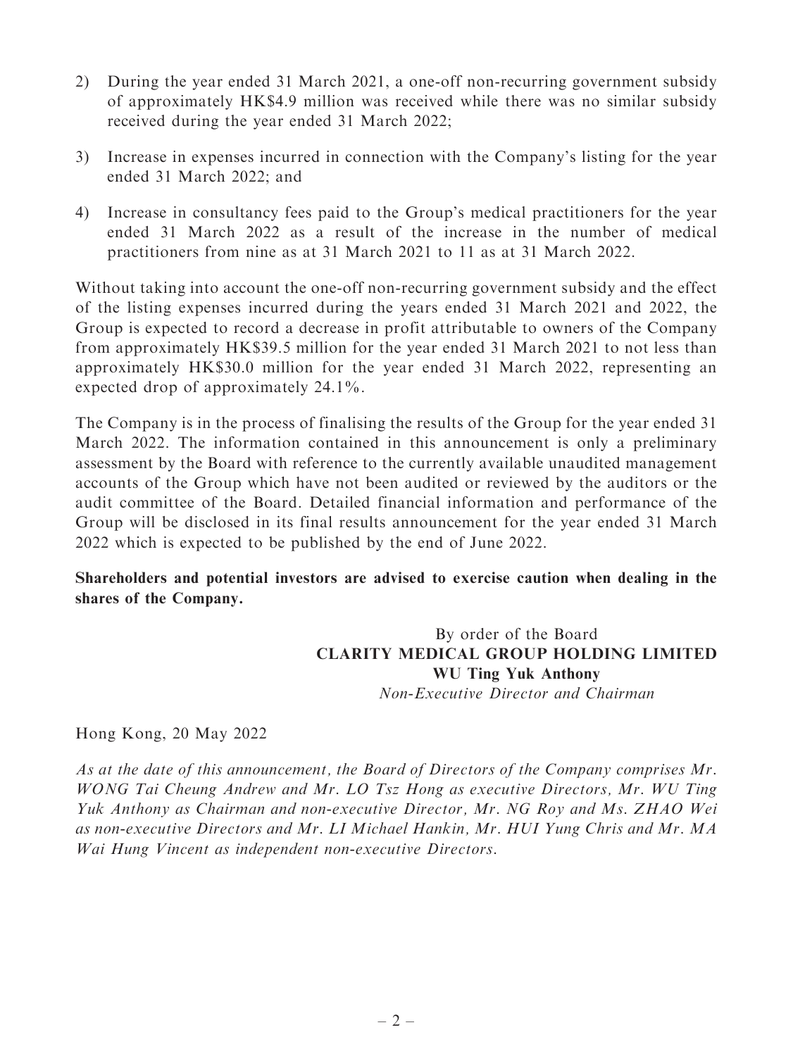2) During the year ended 31 March 2021, a one-off non-recurring government subsidy of approximately HK$4.9 million was received while there was no similar subsidy received during the year ended 31 March 2022;

3) Increase in expenses incurred in connection with the Company's listing for the year ended 31 March 2022; and

4) Increase in consultancy fees paid to the Group's medical practitioners for the year ended 31 March 2022 as a result of the increase in the number of medical practitioners from nine as at 31 March 2021 to 11 as at 31 March 2022.

Without taking into account the one-off non-recurring government subsidy and the effect of the listing expenses incurred during the years ended 31 March 2021 and 2022, the Group is expected to record a decrease in profit attributable to owners of the Company from approximately HK$39.5 million for the year ended 31 March 2021 to not less than approximately HK$30.0 million for the year ended 31 March 2022, representing an expected drop of approximately 24.1%.

The Company is in the process of finalising the results of the Group for the year ended 31 March 2022. The information contained in this announcement is only a preliminary assessment by the Board with reference to the currently available unaudited management accounts of the Group which have not been audited or reviewed by the auditors or the audit committee of the Board. Detailed financial information and performance of the Group will be disclosed in its final results announcement for the year ended 31 March 2022 which is expected to be published by the end of June 2022.

**Shareholders and potential investors are advised to exercise caution when dealing in the shares of the Company.**

By order of the Board
**CLARITY MEDICAL GROUP HOLDING LIMITED**
**WU Ting Yuk Anthony**
*Non-Executive Director and Chairman*

Hong Kong, 20 May 2022

*As at the date of this announcement, the Board of Directors of the Company comprises Mr. WONG Tai Cheung Andrew and Mr. LO Tsz Hong as executive Directors, Mr. WU Ting Yuk Anthony as Chairman and non-executive Director, Mr. NG Roy and Ms. ZHAO Wei as non-executive Directors and Mr. LI Michael Hankin, Mr. HUI Yung Chris and Mr. MA Wai Hung Vincent as independent non-executive Directors.*